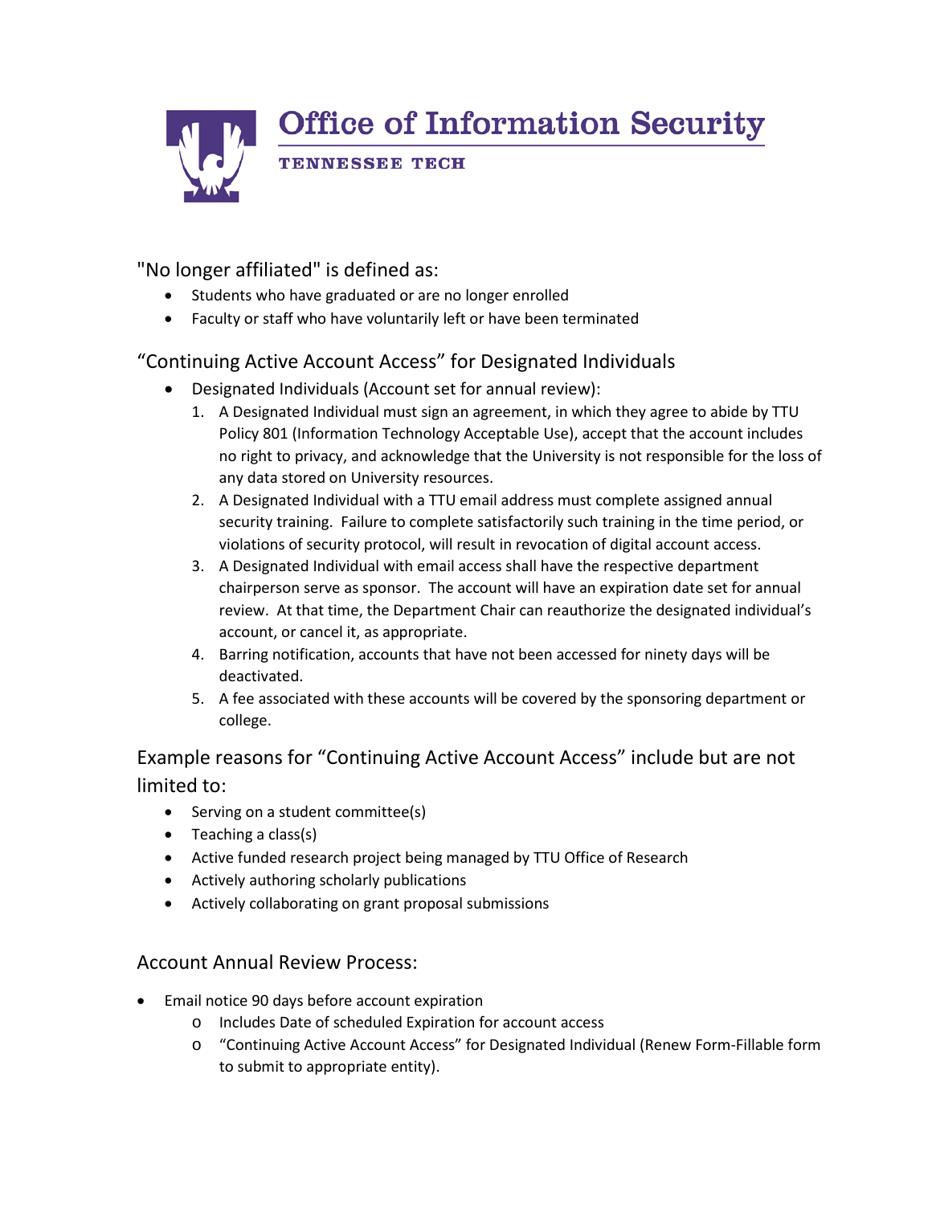# Office of Information Security

TENNESSEE TECH

## "No longer affiliated" is defined as:

- Students who have graduated or are no longer enrolled
- Faculty or staff who have voluntarily left or have been terminated

## "Continuing Active Account Access" for Designated Individuals

- Designated Individuals (Account set for annual review):
  1. A Designated Individual must sign an agreement, in which they agree to abide by TTU Policy 801 (Information Technology Acceptable Use), accept that the account includes no right to privacy, and acknowledge that the University is not responsible for the loss of any data stored on University resources.
  2. A Designated Individual with a TTU email address must complete assigned annual security training. Failure to complete satisfactorily such training in the time period, or violations of security protocol, will result in revocation of digital account access.
  3. A Designated Individual with email access shall have the respective department chairperson serve as sponsor. The account will have an expiration date set for annual review. At that time, the Department Chair can reauthorize the designated individual's account, or cancel it, as appropriate.
  4. Barring notification, accounts that have not been accessed for ninety days will be deactivated.
  5. A fee associated with these accounts will be covered by the sponsoring department or college.

## Example reasons for "Continuing Active Account Access" include but are not limited to:

- Serving on a student committee(s)
- Teaching a class(s)
- Active funded research project being managed by TTU Office of Research
- Actively authoring scholarly publications
- Actively collaborating on grant proposal submissions

## Account Annual Review Process:

- Email notice 90 days before account expiration
  - Includes Date of scheduled Expiration for account access
  - "Continuing Active Account Access" for Designated Individual (Renew Form-Fillable form to submit to appropriate entity).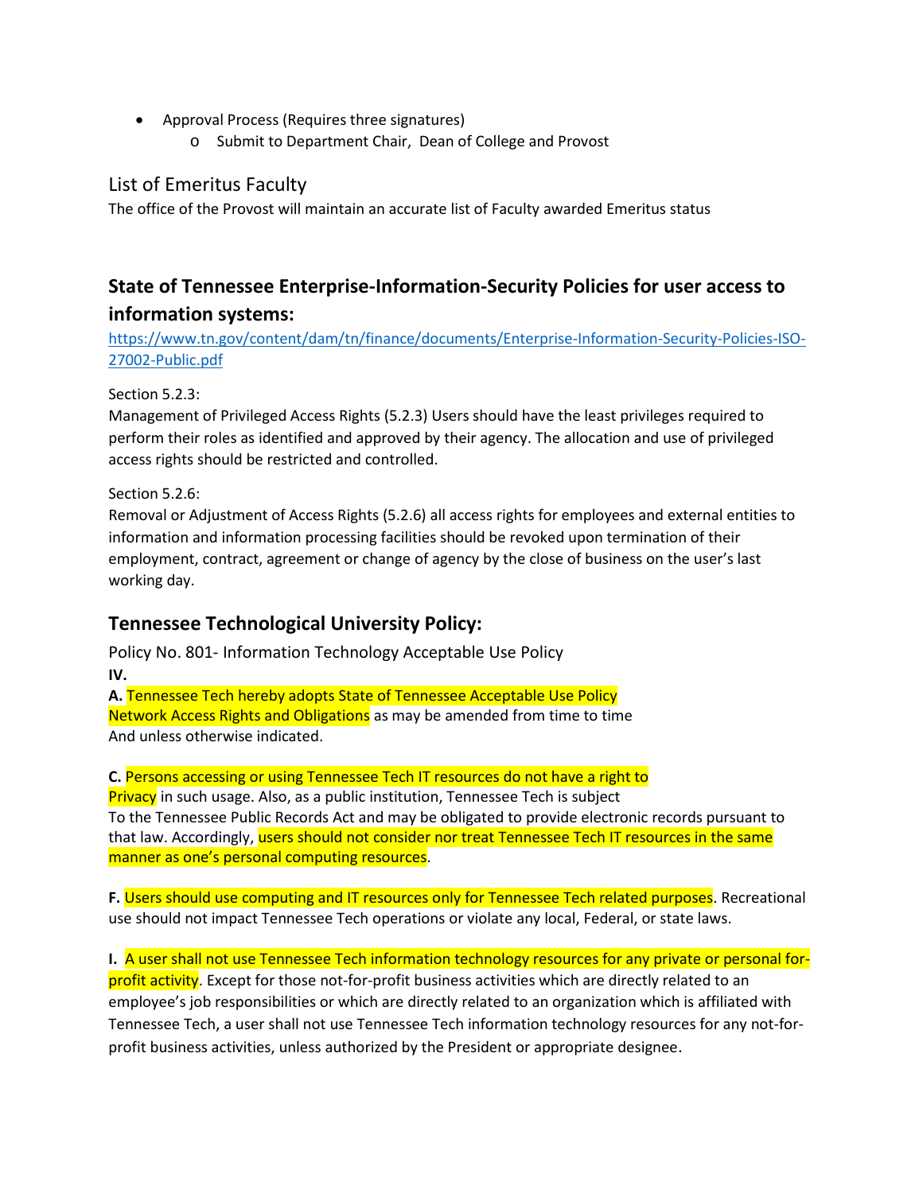- Approval Process (Requires three signatures)
  - Submit to Department Chair, Dean of College and Provost

## List of Emeritus Faculty

The office of the Provost will maintain an accurate list of Faculty awarded Emeritus status

## State of Tennessee Enterprise-Information-Security Policies for user access to information systems:

https://www.tn.gov/content/dam/tn/finance/documents/Enterprise-Information-Security-Policies-ISO-27002-Public.pdf

Section 5.2.3:
Management of Privileged Access Rights (5.2.3) Users should have the least privileges required to perform their roles as identified and approved by their agency. The allocation and use of privileged access rights should be restricted and controlled.

Section 5.2.6:
Removal or Adjustment of Access Rights (5.2.6) all access rights for employees and external entities to information and information processing facilities should be revoked upon termination of their employment, contract, agreement or change of agency by the close of business on the user's last working day.

## Tennessee Technological University Policy:

Policy No. 801- Information Technology Acceptable Use Policy
**IV.**
**A.** Tennessee Tech hereby adopts State of Tennessee Acceptable Use Policy Network Access Rights and Obligations as may be amended from time to time And unless otherwise indicated.

**C.** Persons accessing or using Tennessee Tech IT resources do not have a right to Privacy in such usage. Also, as a public institution, Tennessee Tech is subject To the Tennessee Public Records Act and may be obligated to provide electronic records pursuant to that law. Accordingly, users should not consider nor treat Tennessee Tech IT resources in the same manner as one's personal computing resources.

**F.** Users should use computing and IT resources only for Tennessee Tech related purposes. Recreational use should not impact Tennessee Tech operations or violate any local, Federal, or state laws.

**I.** A user shall not use Tennessee Tech information technology resources for any private or personal for-profit activity. Except for those not-for-profit business activities which are directly related to an employee's job responsibilities or which are directly related to an organization which is affiliated with Tennessee Tech, a user shall not use Tennessee Tech information technology resources for any not-for-profit business activities, unless authorized by the President or appropriate designee.